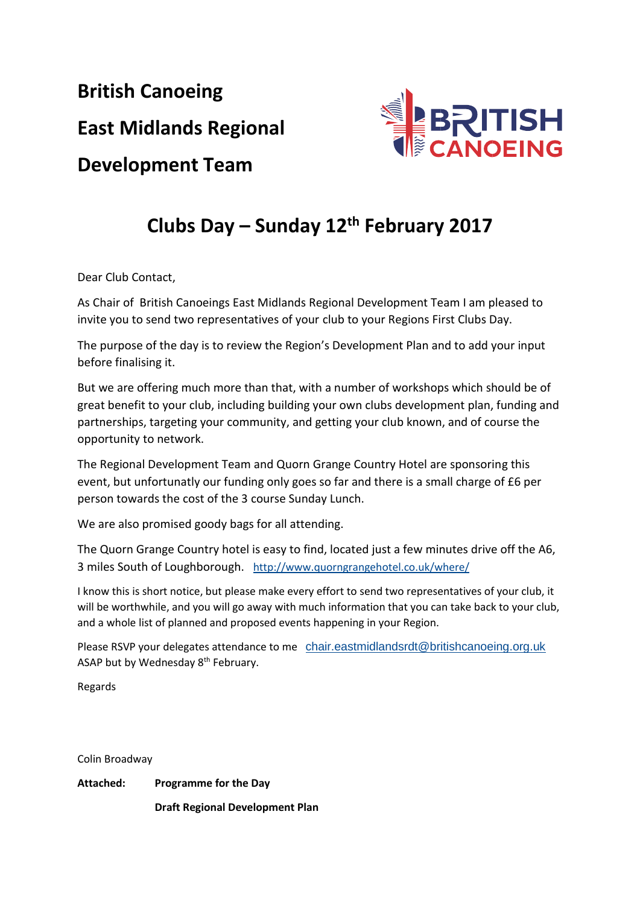# British Canoeing

# East Midlands Regional

# Development Team

## Clubs Day – Sunday 12th February 2017

Dear Club Contact,

As Chair of  British Canoeings East Midlands Regional Development Team I am pleased to invite you to send two representatives of your club to your Regions First Clubs Day.

The purpose of the day is to review the Region's Development Plan and to add your input before finalising it.

But we are offering much more than that, with a number of workshops which should be of great benefit to your club, including building your own clubs development plan, funding and partnerships, targeting your community, and getting your club known, and of course the opportunity to network.

The Regional Development Team and Quorn Grange Country Hotel are sponsoring this event, but unfortunatly our funding only goes so far and there is a small charge of £6 per person towards the cost of the 3 course Sunday Lunch.

We are also promised goody bags for all attending.

The Quorn Grange Country hotel is easy to find, located just a few minutes drive off the A6, 3 miles South of Loughborough. http://www.quorngrangehotel.co.uk/where/

I know this is short notice, but please make every effort to send two representatives of your club, it will be worthwhile, and you will go away with much information that you can take back to your club, and a whole list of planned and proposed events happening in your Region.

Please RSVP your delegates attendance to me chair.eastmidlandsrdt@britishcanoeing.org.uk ASAP but by Wednesday 8th February.

Regards

Colin Broadway

**Attached:** **Programme for the Day**

**Draft Regional Development Plan**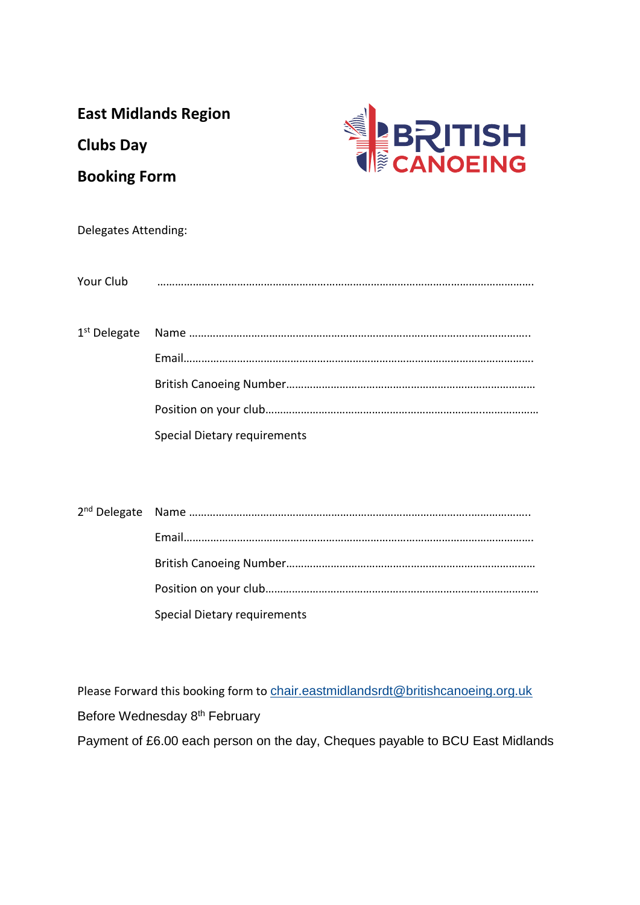**East Midlands Region**

**Clubs Day**

**Booking Form**

BRITISH CANOEING

Delegates Attending:

Your Club ……………………………………………………………………………………………………………

1st Delegate
Name ………………………………………………………………………………………………………..
Email…………………………………………………………………………………………………………
British Canoeing Number…………………………………………………………………………
Position on your club…………………………………………………………………………………
Special Dietary requirements

2nd Delegate
Name ………………………………………………………………………………………………………..
Email…………………………………………………………………………………………………………
British Canoeing Number…………………………………………………………………………
Position on your club…………………………………………………………………………………
Special Dietary requirements

Please Forward this booking form to chair.eastmidlandsrdt@britishcanoeing.org.uk

Before Wednesday 8th February

Payment of £6.00 each person on the day, Cheques payable to BCU East Midlands